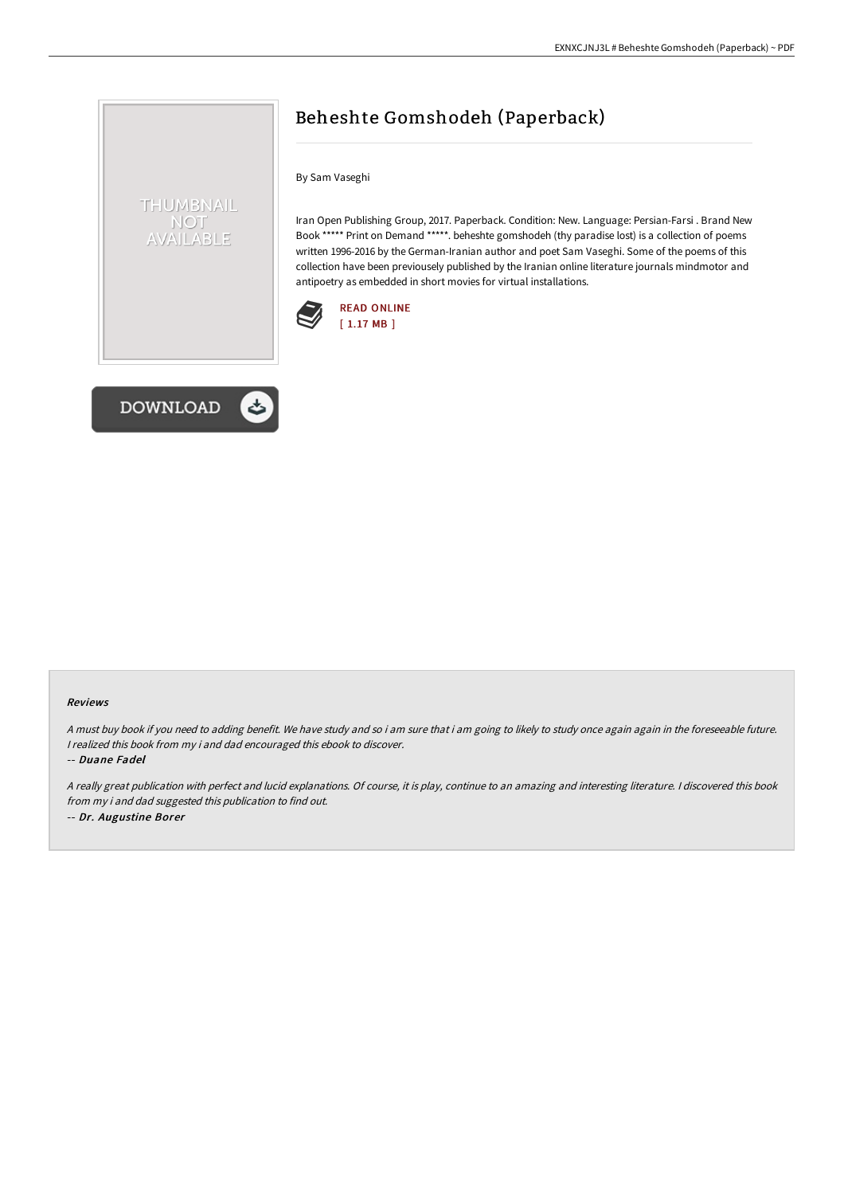# Beheshte Gomshodeh (Paperback)

By Sam Vaseghi

Iran Open Publishing Group, 2017. Paperback. Condition: New. Language: Persian-Farsi . Brand New Book ***** Print on Demand *****. beheshte gomshodeh (thy paradise lost) is a collection of poems written 1996-2016 by the German-Iranian author and poet Sam Vaseghi. Some of the poems of this collection have been previousely published by the Iranian online literature journals mindmotor and antipoetry as embedded in short movies for virtual installations.

READ ONLINE
[ 1.17 MB ]

DOWNLOAD

### Reviews

*A must buy book if you need to adding benefit. We have study and so i am sure that i am going to likely to study once again again in the foreseeable future. I realized this book from my i and dad encouraged this ebook to discover.*

-- ***Duane Fadel***

*A really great publication with perfect and lucid explanations. Of course, it is play, continue to an amazing and interesting literature. I discovered this book from my i and dad suggested this publication to find out.*

-- ***Dr. Augustine Borer***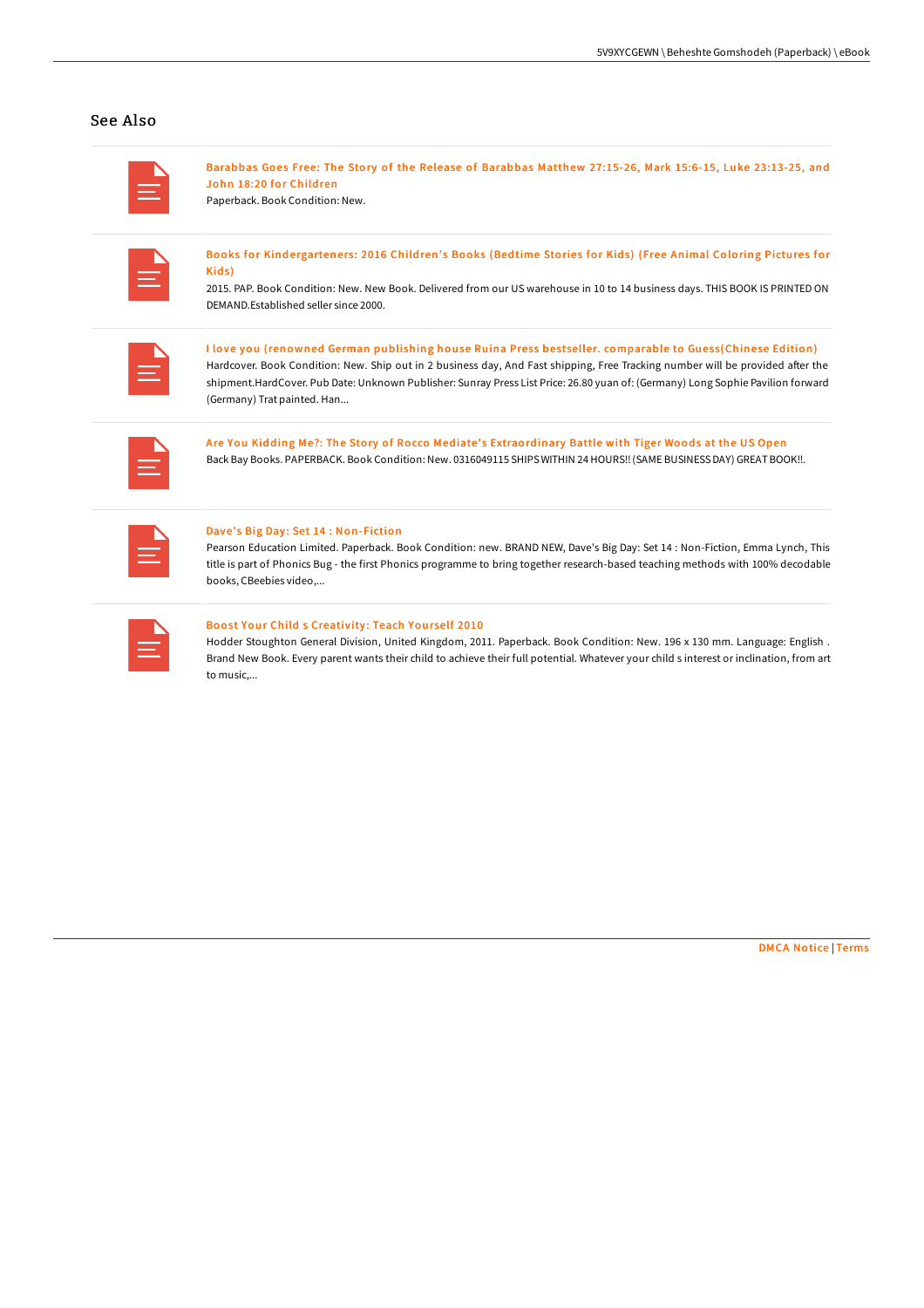## See Also

**Barabbas Goes Free: The Story of the Release of Barabbas Matthew 27:15-26, Mark 15:6-15, Luke 23:13-25, and John 18:20 for Children**

Paperback. Book Condition: New.

**Books for Kindergarteners: 2016 Children's Books (Bedtime Stories for Kids) (Free Animal Coloring Pictures for Kids)**

2015. PAP. Book Condition: New. New Book. Delivered from our US warehouse in 10 to 14 business days. THIS BOOK IS PRINTED ON DEMAND.Established seller since 2000.

**I love you (renowned German publishing house Ruina Press bestseller. comparable to Guess(Chinese Edition)**

Hardcover. Book Condition: New. Ship out in 2 business day, And Fast shipping, Free Tracking number will be provided after the shipment.HardCover. Pub Date: Unknown Publisher: Sunray Press List Price: 26.80 yuan of: (Germany) Long Sophie Pavilion forward (Germany) Trat painted. Han...

**Are You Kidding Me?: The Story of Rocco Mediate's Extraordinary Battle with Tiger Woods at the US Open**

Back Bay Books. PAPERBACK. Book Condition: New. 0316049115 SHIPS WITHIN 24 HOURS!! (SAME BUSINESS DAY) GREAT BOOK!!.

**Dave's Big Day: Set 14 : Non-Fiction**

Pearson Education Limited. Paperback. Book Condition: new. BRAND NEW, Dave's Big Day: Set 14 : Non-Fiction, Emma Lynch, This title is part of Phonics Bug - the first Phonics programme to bring together research-based teaching methods with 100% decodable books, CBeebies video,...

**Boost Your Child s Creativity: Teach Yourself 2010**

Hodder Stoughton General Division, United Kingdom, 2011. Paperback. Book Condition: New. 196 x 130 mm. Language: English . Brand New Book. Every parent wants their child to achieve their full potential. Whatever your child s interest or inclination, from art to music,...